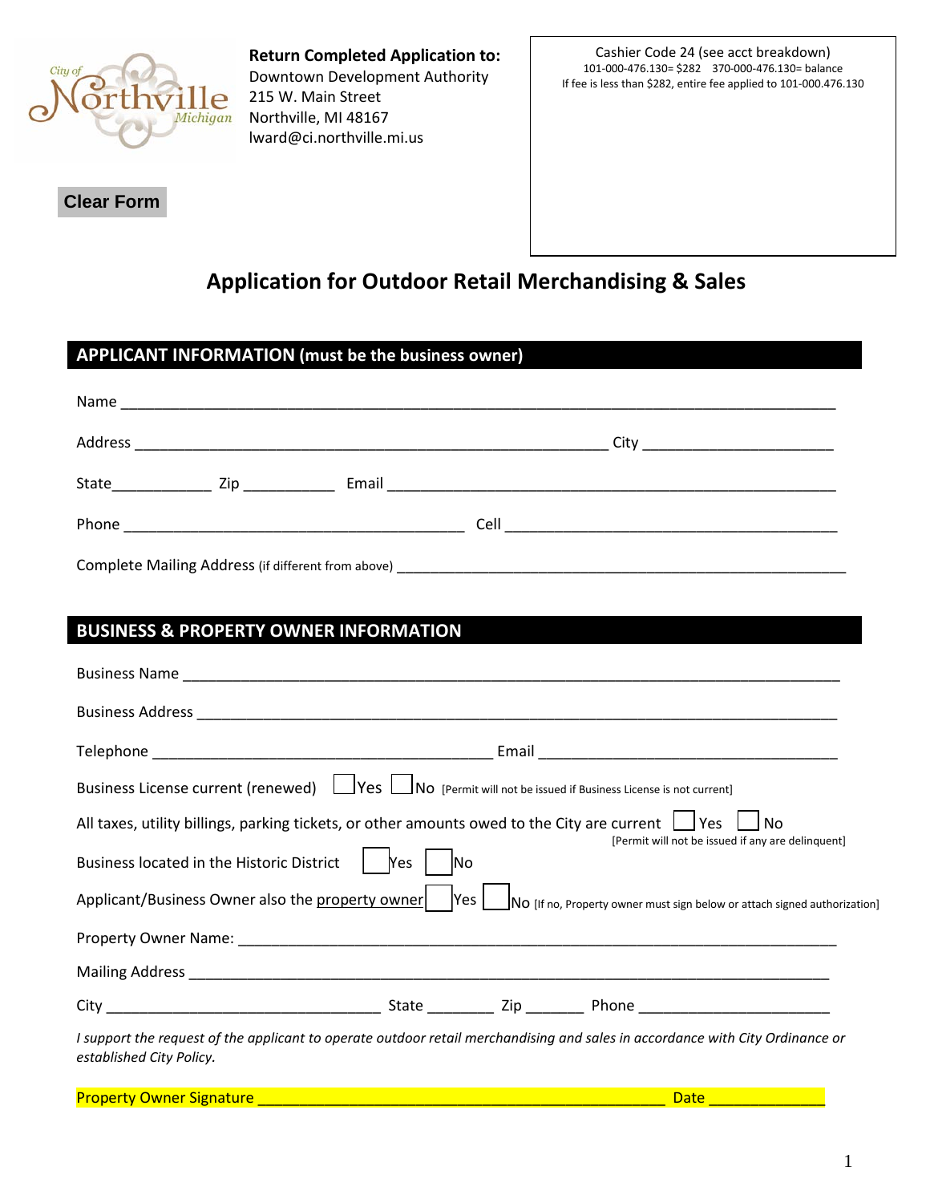**Return Completed Application to:**
Downtown Development Authority
215 W. Main Street
Northville, MI 48167
lward@ci.northville.mi.us

Cashier Code 24 (see acct breakdown)
101-000-476.130= $282 370-000-476.130= balance
If fee is less than $282, entire fee applied to 101-000.476.130

Clear Form

# Application for Outdoor Retail Merchandising & Sales

## APPLICANT INFORMATION (must be the business owner)

Name ______________________________________________________________________________

Address ___________________________________________________ City ____________________

State___________ Zip __________ Email ________________________________________________

Phone ____________________________________ Cell ____________________________________

Complete Mailing Address (if different from above) ______________________________________________

## BUSINESS & PROPERTY OWNER INFORMATION

Business Name _______________________________________________________________________

Business Address _____________________________________________________________________

Telephone _____________________________________ Email ___________________________________

Business License current (renewed) ☐ Yes ☐ No [Permit will not be issued if Business License is not current]

All taxes, utility billings, parking tickets, or other amounts owed to the City are current ☐ Yes ☐ No [Permit will not be issued if any are delinquent]

Business located in the Historic District ☐ Yes ☐ No

Applicant/Business Owner also the property owner ☐ Yes ☐ No [If no, Property owner must sign below or attach signed authorization]

Property Owner Name: _________________________________________________________________

Mailing Address ______________________________________________________________________

City _____________________________ State _______ Zip ______ Phone ____________________

*I support the request of the applicant to operate outdoor retail merchandising and sales in accordance with City Ordinance or established City Policy.*

Property Owner Signature _____________________________________________ Date ____________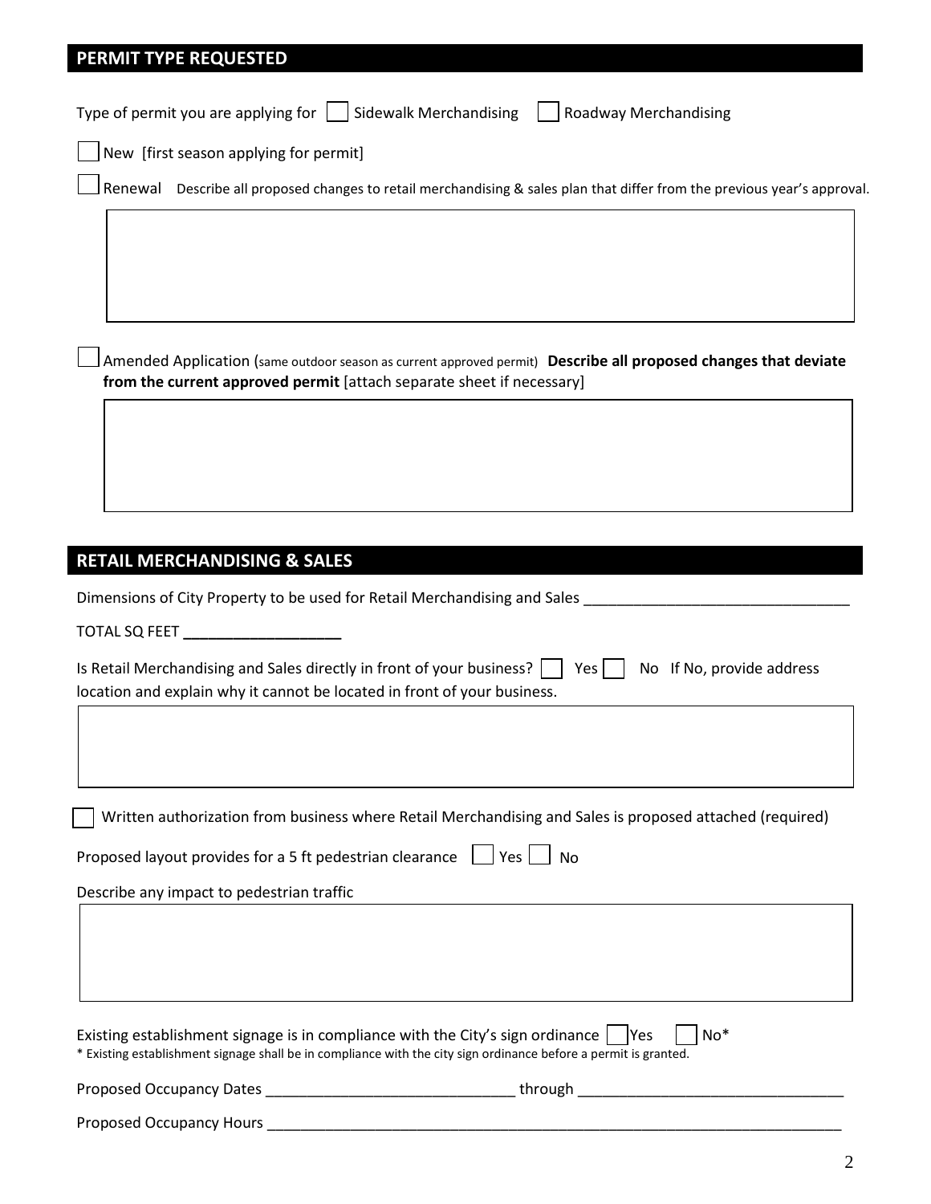## PERMIT TYPE REQUESTED

Type of permit you are applying for ☐ Sidewalk Merchandising ☐ Roadway Merchandising

☐ New [first season applying for permit]

☐ Renewal Describe all proposed changes to retail merchandising & sales plan that differ from the previous year's approval.

☐ Amended Application (same outdoor season as current approved permit) **Describe all proposed changes that deviate from the current approved permit** [attach separate sheet if necessary]

## RETAIL MERCHANDISING & SALES

Dimensions of City Property to be used for Retail Merchandising and Sales ________________________________

TOTAL SQ FEET ___________________

Is Retail Merchandising and Sales directly in front of your business? ☐ Yes ☐ No If No, provide address location and explain why it cannot be located in front of your business.

☐ Written authorization from business where Retail Merchandising and Sales is proposed attached (required)

Proposed layout provides for a 5 ft pedestrian clearance ☐ Yes ☐ No

Describe any impact to pedestrian traffic

Existing establishment signage is in compliance with the City's sign ordinance ☐ Yes ☐ No*

* Existing establishment signage shall be in compliance with the city sign ordinance before a permit is granted.

Proposed Occupancy Dates ______________________________ through ________________________________

Proposed Occupancy Hours ________________________________________________________________________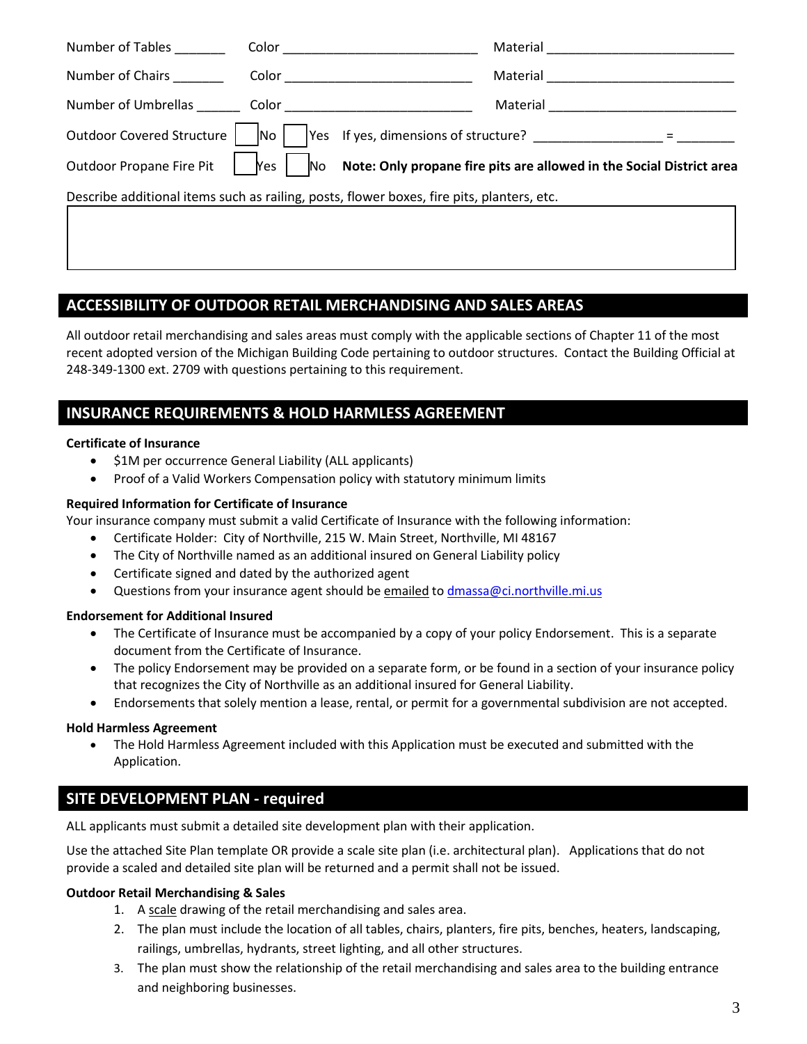Number of Tables _______ Color ___________________________ Material _________________________

Number of Chairs _______ Color ___________________________ Material _________________________

Number of Umbrellas ______ Color ___________________________ Material _________________________

Outdoor Covered Structure ☐ No ☐ Yes If yes, dimensions of structure? _________________ = ________

Outdoor Propane Fire Pit ☐ Yes ☐ No **Note: Only propane fire pits are allowed in the Social District area**

Describe additional items such as railing, posts, flower boxes, fire pits, planters, etc.

| |
|---|
| |

## ACCESSIBILITY OF OUTDOOR RETAIL MERCHANDISING AND SALES AREAS

All outdoor retail merchandising and sales areas must comply with the applicable sections of Chapter 11 of the most recent adopted version of the Michigan Building Code pertaining to outdoor structures. Contact the Building Official at 248-349-1300 ext. 2709 with questions pertaining to this requirement.

## INSURANCE REQUIREMENTS & HOLD HARMLESS AGREEMENT

**Certificate of Insurance**

- $1M per occurrence General Liability (ALL applicants)
- Proof of a Valid Workers Compensation policy with statutory minimum limits

**Required Information for Certificate of Insurance**

Your insurance company must submit a valid Certificate of Insurance with the following information:

- Certificate Holder: City of Northville, 215 W. Main Street, Northville, MI 48167
- The City of Northville named as an additional insured on General Liability policy
- Certificate signed and dated by the authorized agent
- Questions from your insurance agent should be emailed to dmassa@ci.northville.mi.us

**Endorsement for Additional Insured**

- The Certificate of Insurance must be accompanied by a copy of your policy Endorsement. This is a separate document from the Certificate of Insurance.
- The policy Endorsement may be provided on a separate form, or be found in a section of your insurance policy that recognizes the City of Northville as an additional insured for General Liability.
- Endorsements that solely mention a lease, rental, or permit for a governmental subdivision are not accepted.

**Hold Harmless Agreement**

- The Hold Harmless Agreement included with this Application must be executed and submitted with the Application.

## SITE DEVELOPMENT PLAN - required

ALL applicants must submit a detailed site development plan with their application.

Use the attached Site Plan template OR provide a scale site plan (i.e. architectural plan). Applications that do not provide a scaled and detailed site plan will be returned and a permit shall not be issued.

**Outdoor Retail Merchandising & Sales**

1. A scale drawing of the retail merchandising and sales area.
2. The plan must include the location of all tables, chairs, planters, fire pits, benches, heaters, landscaping, railings, umbrellas, hydrants, street lighting, and all other structures.
3. The plan must show the relationship of the retail merchandising and sales area to the building entrance and neighboring businesses.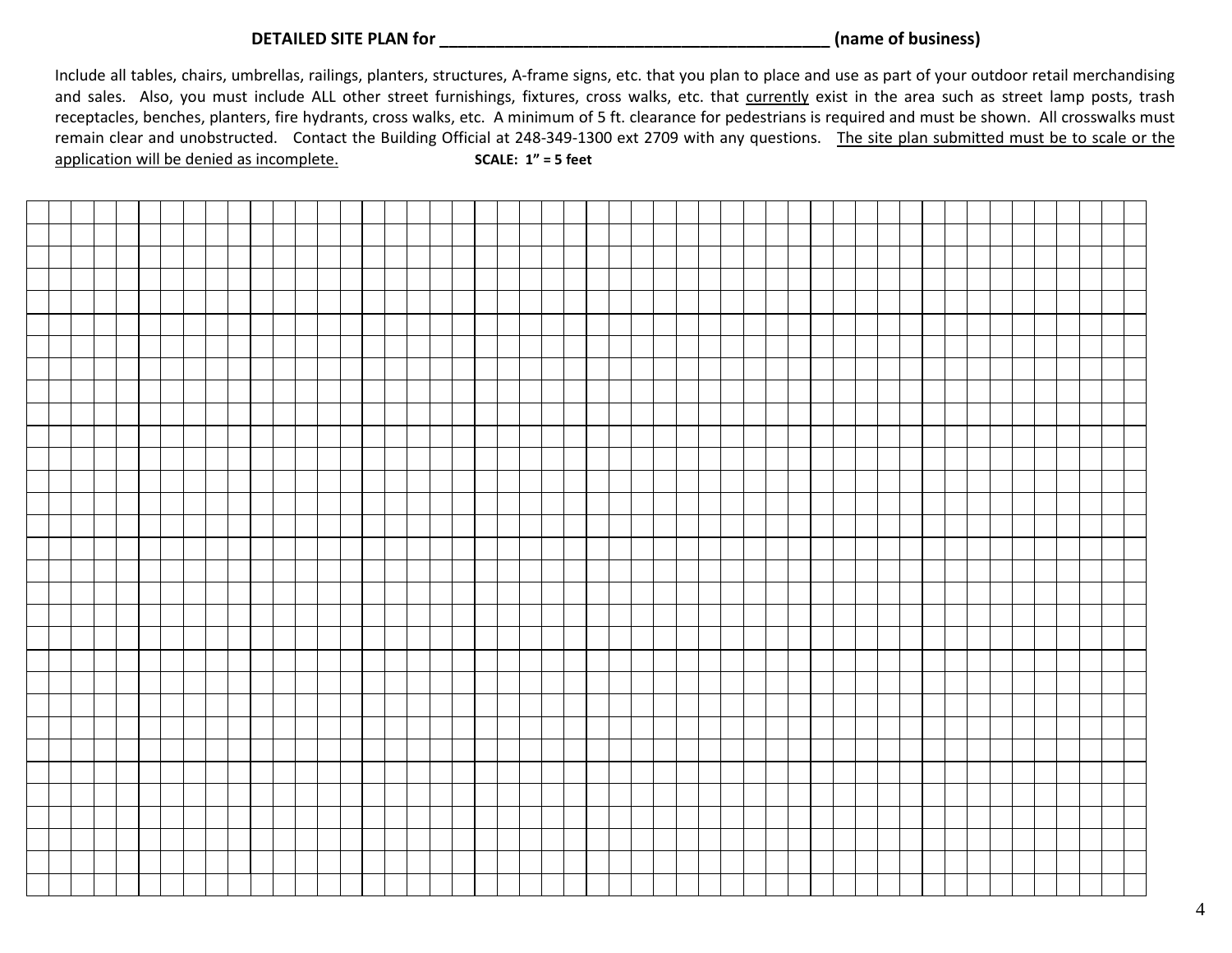**DETAILED SITE PLAN for _____________________________________________ (name of business)**

Include all tables, chairs, umbrellas, railings, planters, structures, A-frame signs, etc. that you plan to place and use as part of your outdoor retail merchandising and sales. Also, you must include ALL other street furnishings, fixtures, cross walks, etc. that currently exist in the area such as street lamp posts, trash receptacles, benches, planters, fire hydrants, cross walks, etc. A minimum of 5 ft. clearance for pedestrians is required and must be shown. All crosswalks must remain clear and unobstructed. Contact the Building Official at 248-349-1300 ext 2709 with any questions. The site plan submitted must be to scale or the application will be denied as incomplete. **SCALE: 1" = 5 feet**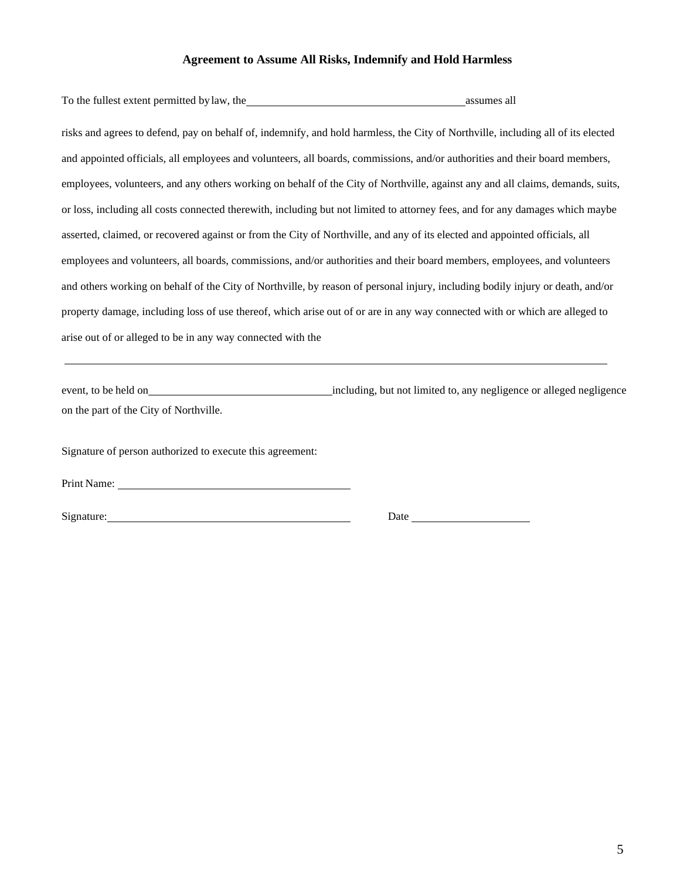### Agreement to Assume All Risks, Indemnify and Hold Harmless

To the fullest extent permitted by law, the ______________________________________ assumes all

risks and agrees to defend, pay on behalf of, indemnify, and hold harmless, the City of Northville, including all of its elected and appointed officials, all employees and volunteers, all boards, commissions, and/or authorities and their board members, employees, volunteers, and any others working on behalf of the City of Northville, against any and all claims, demands, suits, or loss, including all costs connected therewith, including but not limited to attorney fees, and for any damages which maybe asserted, claimed, or recovered against or from the City of Northville, and any of its elected and appointed officials, all employees and volunteers, all boards, commissions, and/or authorities and their board members, employees, and volunteers and others working on behalf of the City of Northville, by reason of personal injury, including bodily injury or death, and/or property damage, including loss of use thereof, which arise out of or are in any way connected with or which are alleged to arise out of or alleged to be in any way connected with the

______________________________________________________________________________________________

event, to be held on ________________________________ including, but not limited to, any negligence or alleged negligence on the part of the City of Northville.

Signature of person authorized to execute this agreement:

Print Name: ________________________________________

Signature: __________________________________________ Date ____________________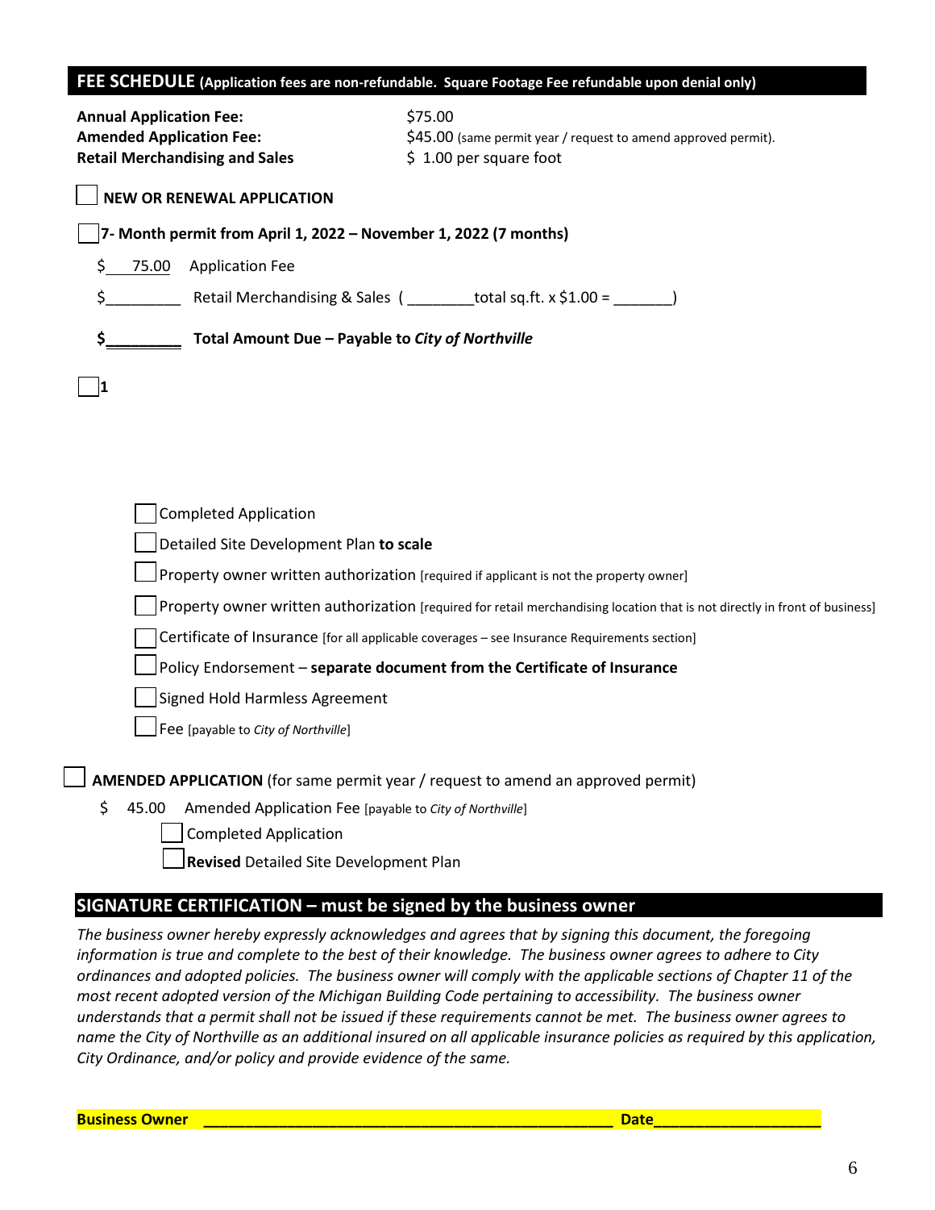## FEE SCHEDULE (Application fees are non-refundable. Square Footage Fee refundable upon denial only)

| | |
|---|---|
| **Annual Application Fee:** | $75.00 |
| **Amended Application Fee:** | $45.00 (same permit year / request to amend approved permit). |
| **Retail Merchandising and Sales** | $ 1.00 per square foot |

☐ **NEW OR RENEWAL APPLICATION**

☐ **7- Month permit from April 1, 2022 – November 1, 2022 (7 months)**

$ 75.00 Application Fee

$_________ Retail Merchandising & Sales ( ________total sq.ft. x $1.00 = _______)

**$_________ Total Amount Due – Payable to *City of Northville***

☐ **1**

- ☐ Completed Application
- ☐ Detailed Site Development Plan **to scale**
- ☐ Property owner written authorization [required if applicant is not the property owner]
- ☐ Property owner written authorization [required for retail merchandising location that is not directly in front of business]
- ☐ Certificate of Insurance [for all applicable coverages – see Insurance Requirements section]
- ☐ Policy Endorsement – **separate document from the Certificate of Insurance**
- ☐ Signed Hold Harmless Agreement
- ☐ Fee [payable to *City of Northville*]

☐ **AMENDED APPLICATION** (for same permit year / request to amend an approved permit)

$ 45.00 Amended Application Fee [payable to *City of Northville*]

- ☐ Completed Application
- ☐ **Revised** Detailed Site Development Plan

## SIGNATURE CERTIFICATION – must be signed by the business owner

*The business owner hereby expressly acknowledges and agrees that by signing this document, the foregoing information is true and complete to the best of their knowledge. The business owner agrees to adhere to City ordinances and adopted policies. The business owner will comply with the applicable sections of Chapter 11 of the most recent adopted version of the Michigan Building Code pertaining to accessibility. The business owner understands that a permit shall not be issued if these requirements cannot be met. The business owner agrees to name the City of Northville as an additional insured on all applicable insurance policies as required by this application, City Ordinance, and/or policy and provide evidence of the same.*

**Business Owner** ________________________________________________ **Date**___________________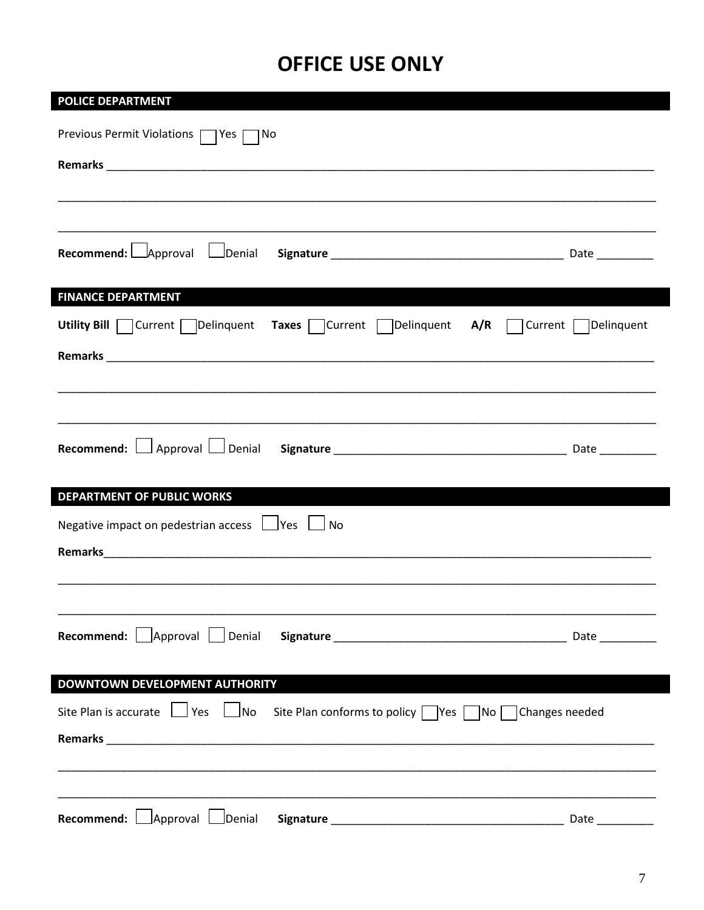# OFFICE USE ONLY

## POLICE DEPARTMENT

Previous Permit Violations ☐ Yes ☐ No

**Remarks** ___________________________________________________________________________

_____________________________________________________________________________________

_____________________________________________________________________________________

**Recommend:** ☐ Approval ☐ Denial **Signature** ________________________________ Date ________

## FINANCE DEPARTMENT

**Utility Bill** ☐ Current ☐ Delinquent **Taxes** ☐ Current ☐ Delinquent **A/R** ☐ Current ☐ Delinquent

**Remarks** ___________________________________________________________________________

_____________________________________________________________________________________

_____________________________________________________________________________________

**Recommend:** ☐ Approval ☐ Denial **Signature** ________________________________ Date ________

## DEPARTMENT OF PUBLIC WORKS

Negative impact on pedestrian access ☐ Yes ☐ No

**Remarks**___________________________________________________________________________

_____________________________________________________________________________________

_____________________________________________________________________________________

**Recommend:** ☐ Approval ☐ Denial **Signature** ________________________________ Date ________

## DOWNTOWN DEVELOPMENT AUTHORITY

Site Plan is accurate ☐ Yes ☐ No Site Plan conforms to policy ☐ Yes ☐ No ☐ Changes needed

**Remarks** ___________________________________________________________________________

_____________________________________________________________________________________

_____________________________________________________________________________________

**Recommend:** ☐ Approval ☐ Denial **Signature** ________________________________ Date ________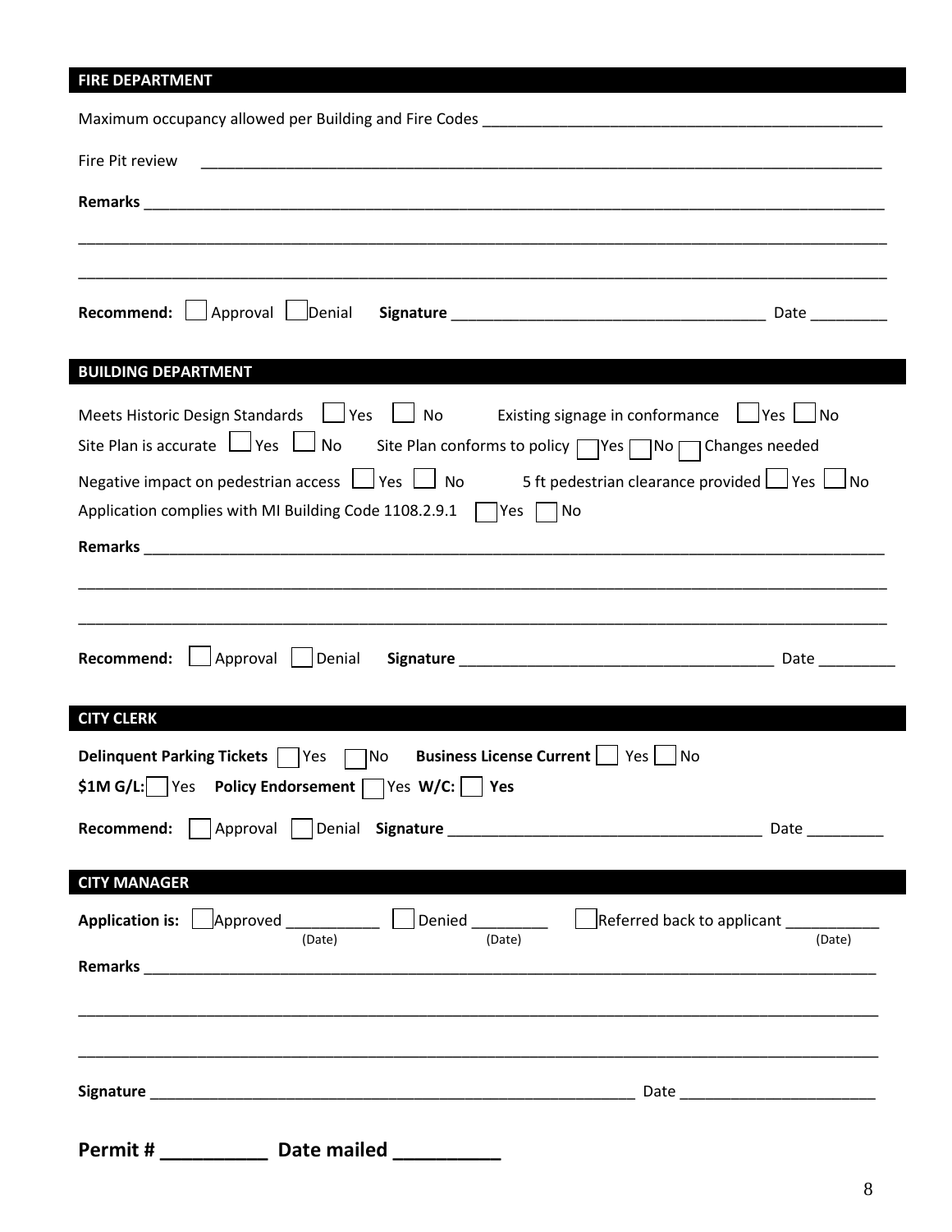## FIRE DEPARTMENT

Maximum occupancy allowed per Building and Fire Codes ________________________________________________

Fire Pit review ________________________________________________________________________________

**Remarks** ____________________________________________________________________________________

________________________________________________________________________________________________

________________________________________________________________________________________________

**Recommend:** ☐ Approval ☐ Denial **Signature** ____________________________________ Date _________

## BUILDING DEPARTMENT

Meets Historic Design Standards ☐ Yes ☐ No Existing signage in conformance ☐ Yes ☐ No

Site Plan is accurate ☐ Yes ☐ No Site Plan conforms to policy ☐ Yes ☐ No ☐ Changes needed

Negative impact on pedestrian access ☐ Yes ☐ No 5 ft pedestrian clearance provided ☐ Yes ☐ No

Application complies with MI Building Code 1108.2.9.1 ☐ Yes ☐ No

**Remarks** ____________________________________________________________________________________

________________________________________________________________________________________________

________________________________________________________________________________________________

**Recommend:** ☐ Approval ☐ Denial **Signature** ____________________________________ Date _________

## CITY CLERK

**Delinquent Parking Tickets** ☐ Yes ☐ No **Business License Current** ☐ Yes ☐ No

**$1M G/L:** ☐ Yes **Policy Endorsement** ☐ Yes **W/C:** ☐ **Yes**

**Recommend:** ☐ Approval ☐ Denial **Signature** ____________________________________ Date _________

## CITY MANAGER

**Application is:** ☐ Approved ___________ (Date) ☐ Denied _________ (Date) ☐ Referred back to applicant ___________ (Date)

**Remarks** ____________________________________________________________________________________

________________________________________________________________________________________________

________________________________________________________________________________________________

**Signature** ________________________________________________________ Date _______________________

**Permit # __________ Date mailed __________**